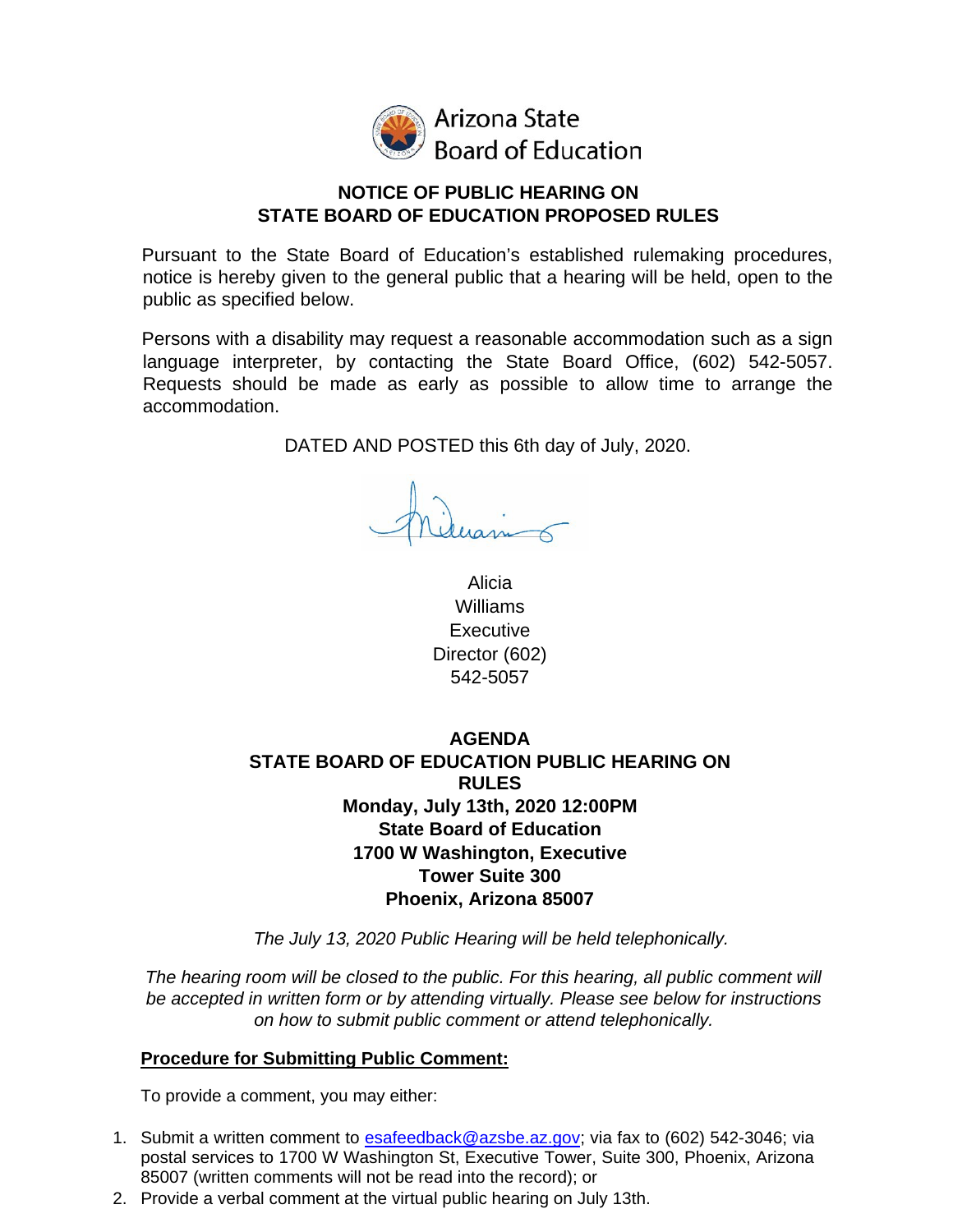Arizona State Board of Education

**NOTICE OF PUBLIC HEARING ON STATE BOARD OF EDUCATION PROPOSED RULES**

Pursuant to the State Board of Education's established rulemaking procedures, notice is hereby given to the general public that a hearing will be held, open to the public as specified below.

Persons with a disability may request a reasonable accommodation such as a sign language interpreter, by contacting the State Board Office, (602) 542-5057. Requests should be made as early as possible to allow time to arrange the accommodation.

DATED AND POSTED this 6th day of July, 2020.

Alicia Williams
Executive Director (602) 542-5057

**AGENDA**
**STATE BOARD OF EDUCATION PUBLIC HEARING ON RULES**
**Monday, July 13th, 2020 12:00PM**
**State Board of Education**
**1700 W Washington, Executive Tower Suite 300**
**Phoenix, Arizona 85007**

*The July 13, 2020 Public Hearing will be held telephonically.*

*The hearing room will be closed to the public. For this hearing, all public comment will be accepted in written form or by attending virtually. Please see below for instructions on how to submit public comment or attend telephonically.*

**Procedure for Submitting Public Comment:**

To provide a comment, you may either:

1. Submit a written comment to esafeedback@azsbe.az.gov; via fax to (602) 542-3046; via postal services to 1700 W Washington St, Executive Tower, Suite 300, Phoenix, Arizona 85007 (written comments will not be read into the record); or
2. Provide a verbal comment at the virtual public hearing on July 13th.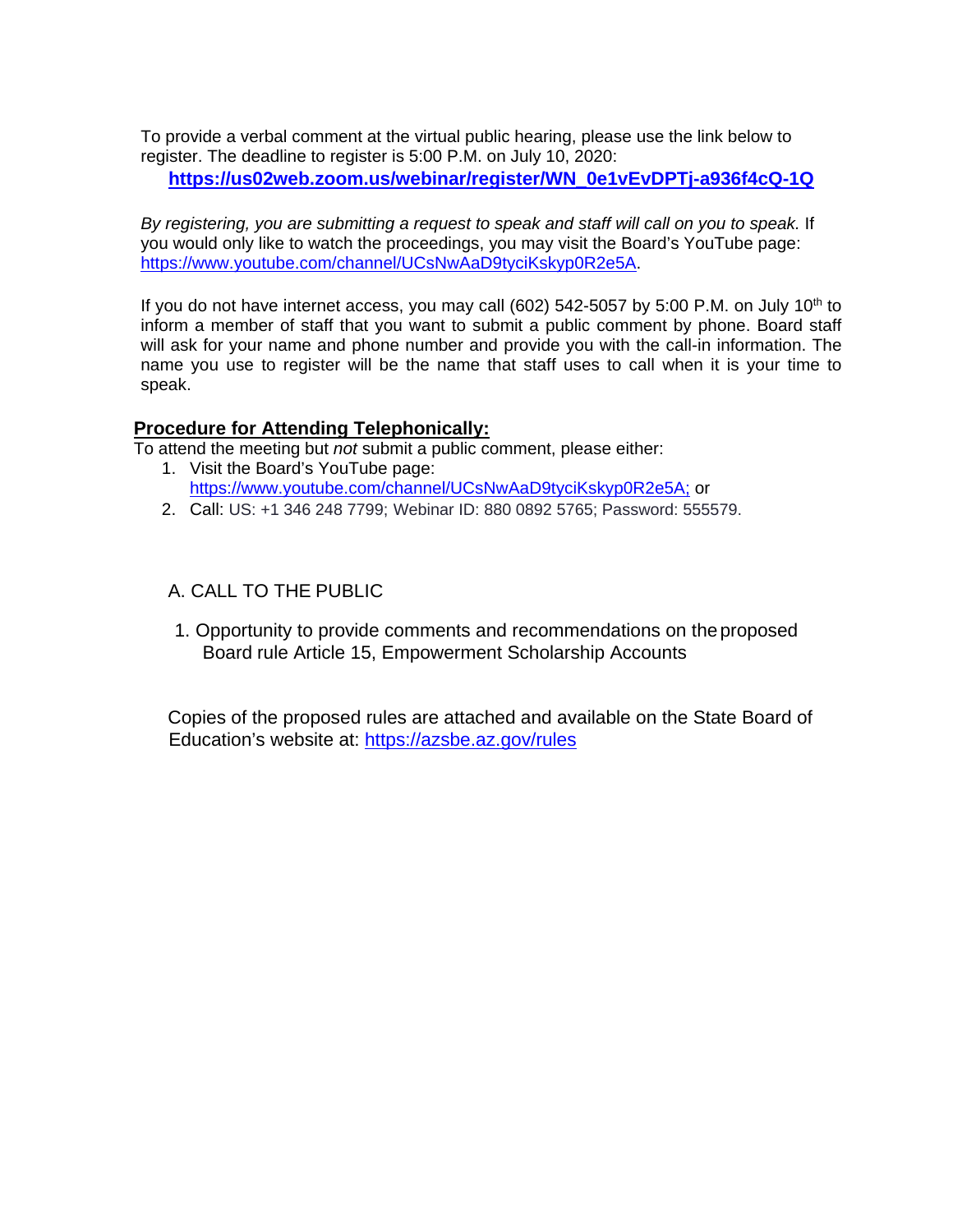To provide a verbal comment at the virtual public hearing, please use the link below to register. The deadline to register is 5:00 P.M. on July 10, 2020:

**https://us02web.zoom.us/webinar/register/WN_0e1vEvDPTj-a936f4cQ-1Q**

*By registering, you are submitting a request to speak and staff will call on you to speak.* If you would only like to watch the proceedings, you may visit the Board's YouTube page: https://www.youtube.com/channel/UCsNwAaD9tyciKskyp0R2e5A.

If you do not have internet access, you may call (602) 542-5057 by 5:00 P.M. on July 10th to inform a member of staff that you want to submit a public comment by phone. Board staff will ask for your name and phone number and provide you with the call-in information. The name you use to register will be the name that staff uses to call when it is your time to speak.

**Procedure for Attending Telephonically:**

To attend the meeting but *not* submit a public comment, please either:

1. Visit the Board's YouTube page: https://www.youtube.com/channel/UCsNwAaD9tyciKskyp0R2e5A; or
2. Call: US: +1 346 248 7799; Webinar ID: 880 0892 5765; Password: 555579.

A. CALL TO THE PUBLIC

1. Opportunity to provide comments and recommendations on the proposed Board rule Article 15, Empowerment Scholarship Accounts

Copies of the proposed rules are attached and available on the State Board of Education's website at: https://azsbe.az.gov/rules